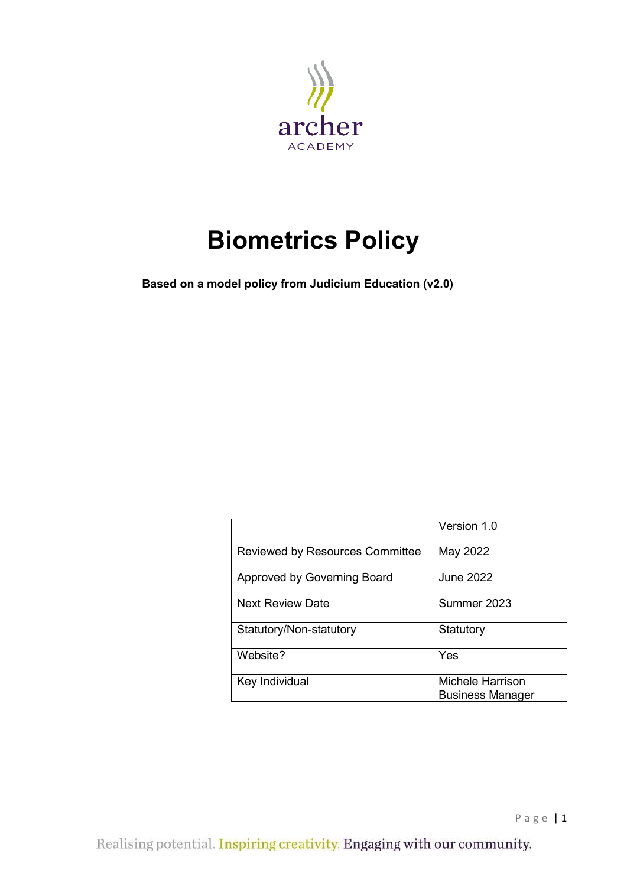archer
ACADEMY

# Biometrics Policy

**Based on a model policy from Judicium Education (v2.0)**

| | Version 1.0 |
|---|---|
| Reviewed by Resources Committee | May 2022 |
| Approved by Governing Board | June 2022 |
| Next Review Date | Summer 2023 |
| Statutory/Non-statutory | Statutory |
| Website? | Yes |
| Key Individual | Michele Harrison<br>Business Manager |

Realising potential. Inspiring creativity. Engaging with our community.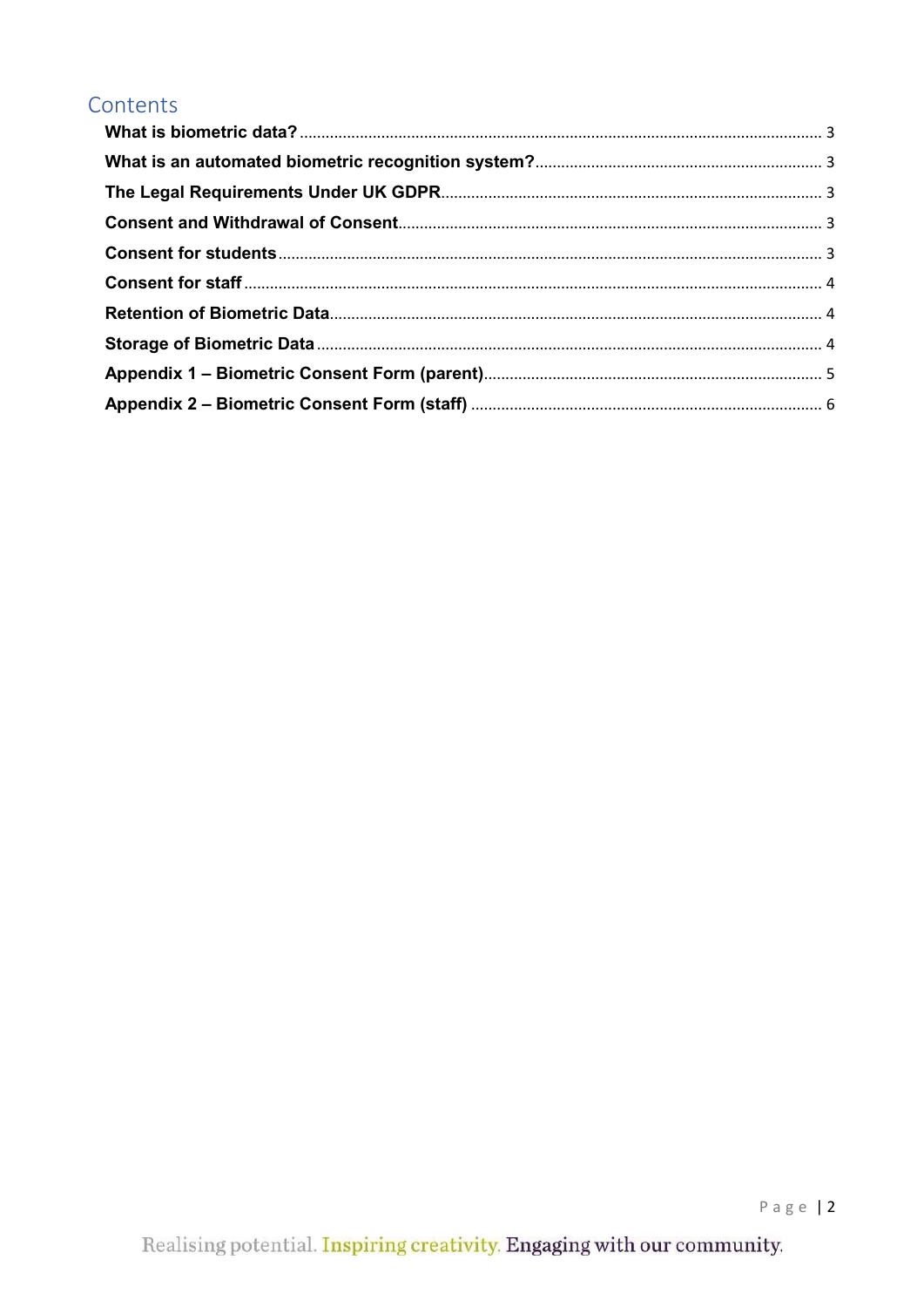# Contents

| | |
|---|---|
| **What is biometric data?** | 3 |
| **What is an automated biometric recognition system?** | 3 |
| **The Legal Requirements Under UK GDPR** | 3 |
| **Consent and Withdrawal of Consent** | 3 |
| **Consent for students** | 3 |
| **Consent for staff** | 4 |
| **Retention of Biometric Data** | 4 |
| **Storage of Biometric Data** | 4 |
| **Appendix 1 – Biometric Consent Form (parent)** | 5 |
| **Appendix 2 – Biometric Consent Form (staff)** | 6 |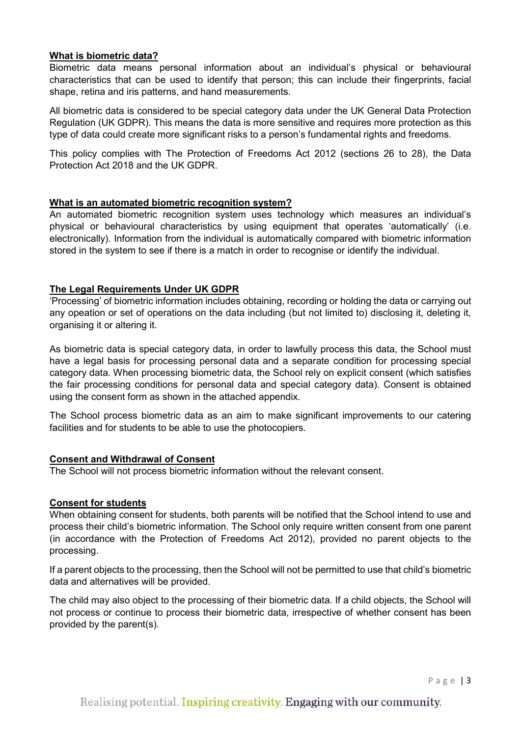## What is biometric data?

Biometric data means personal information about an individual's physical or behavioural characteristics that can be used to identify that person; this can include their fingerprints, facial shape, retina and iris patterns, and hand measurements.

All biometric data is considered to be special category data under the UK General Data Protection Regulation (UK GDPR). This means the data is more sensitive and requires more protection as this type of data could create more significant risks to a person's fundamental rights and freedoms.

This policy complies with The Protection of Freedoms Act 2012 (sections 26 to 28), the Data Protection Act 2018 and the UK GDPR.

## What is an automated biometric recognition system?

An automated biometric recognition system uses technology which measures an individual's physical or behavioural characteristics by using equipment that operates 'automatically' (i.e. electronically). Information from the individual is automatically compared with biometric information stored in the system to see if there is a match in order to recognise or identify the individual.

## The Legal Requirements Under UK GDPR

'Processing' of biometric information includes obtaining, recording or holding the data or carrying out any opeation or set of operations on the data including (but not limited to) disclosing it, deleting it, organising it or altering it.

As biometric data is special category data, in order to lawfully process this data, the School must have a legal basis for processing personal data and a separate condition for processing special category data. When processing biometric data, the School rely on explicit consent (which satisfies the fair processing conditions for personal data and special category data). Consent is obtained using the consent form as shown in the attached appendix.

The School process biometric data as an aim to make significant improvements to our catering facilities and for students to be able to use the photocopiers.

## Consent and Withdrawal of Consent

The School will not process biometric information without the relevant consent.

## Consent for students

When obtaining consent for students, both parents will be notified that the School intend to use and process their child's biometric information. The School only require written consent from one parent (in accordance with the Protection of Freedoms Act 2012), provided no parent objects to the processing.

If a parent objects to the processing, then the School will not be permitted to use that child's biometric data and alternatives will be provided.

The child may also object to the processing of their biometric data. If a child objects, the School will not process or continue to process their biometric data, irrespective of whether consent has been provided by the parent(s).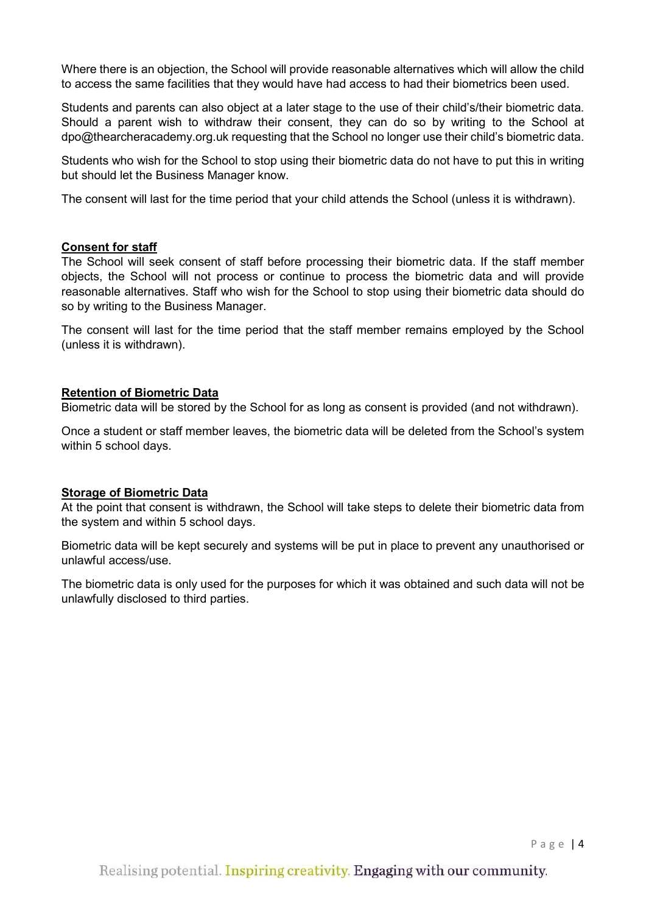Where there is an objection, the School will provide reasonable alternatives which will allow the child to access the same facilities that they would have had access to had their biometrics been used.

Students and parents can also object at a later stage to the use of their child's/their biometric data. Should a parent wish to withdraw their consent, they can do so by writing to the School at dpo@thearcheracademy.org.uk requesting that the School no longer use their child's biometric data.

Students who wish for the School to stop using their biometric data do not have to put this in writing but should let the Business Manager know.

The consent will last for the time period that your child attends the School (unless it is withdrawn).

**Consent for staff**

The School will seek consent of staff before processing their biometric data. If the staff member objects, the School will not process or continue to process the biometric data and will provide reasonable alternatives. Staff who wish for the School to stop using their biometric data should do so by writing to the Business Manager.

The consent will last for the time period that the staff member remains employed by the School (unless it is withdrawn).

**Retention of Biometric Data**

Biometric data will be stored by the School for as long as consent is provided (and not withdrawn).

Once a student or staff member leaves, the biometric data will be deleted from the School's system within 5 school days.

**Storage of Biometric Data**

At the point that consent is withdrawn, the School will take steps to delete their biometric data from the system and within 5 school days.

Biometric data will be kept securely and systems will be put in place to prevent any unauthorised or unlawful access/use.

The biometric data is only used for the purposes for which it was obtained and such data will not be unlawfully disclosed to third parties.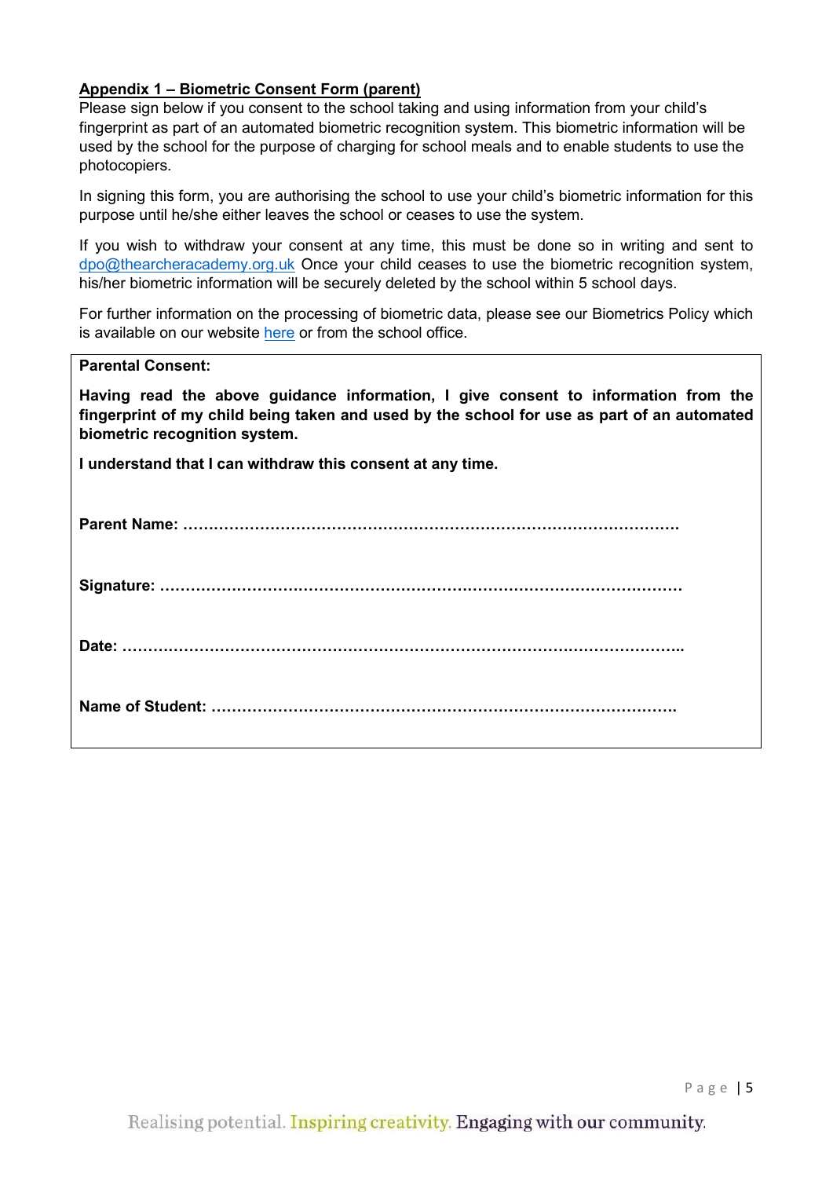## Appendix 1 – Biometric Consent Form (parent)

Please sign below if you consent to the school taking and using information from your child's fingerprint as part of an automated biometric recognition system. This biometric information will be used by the school for the purpose of charging for school meals and to enable students to use the photocopiers.

In signing this form, you are authorising the school to use your child's biometric information for this purpose until he/she either leaves the school or ceases to use the system.

If you wish to withdraw your consent at any time, this must be done so in writing and sent to dpo@thearcheracademy.org.uk Once your child ceases to use the biometric recognition system, his/her biometric information will be securely deleted by the school within 5 school days.

For further information on the processing of biometric data, please see our Biometrics Policy which is available on our website here or from the school office.

**Parental Consent:**

**Having read the above guidance information, I give consent to information from the fingerprint of my child being taken and used by the school for use as part of an automated biometric recognition system.**

**I understand that I can withdraw this consent at any time.**

**Parent Name:** ……………………………………………………………………………………

**Signature:** ………………………………………………………………………………………

**Date:** …………………………………………………………………………………………………..

**Name of Student:** ………………………………………………………………………………

Realising potential. Inspiring creativity. Engaging with our community.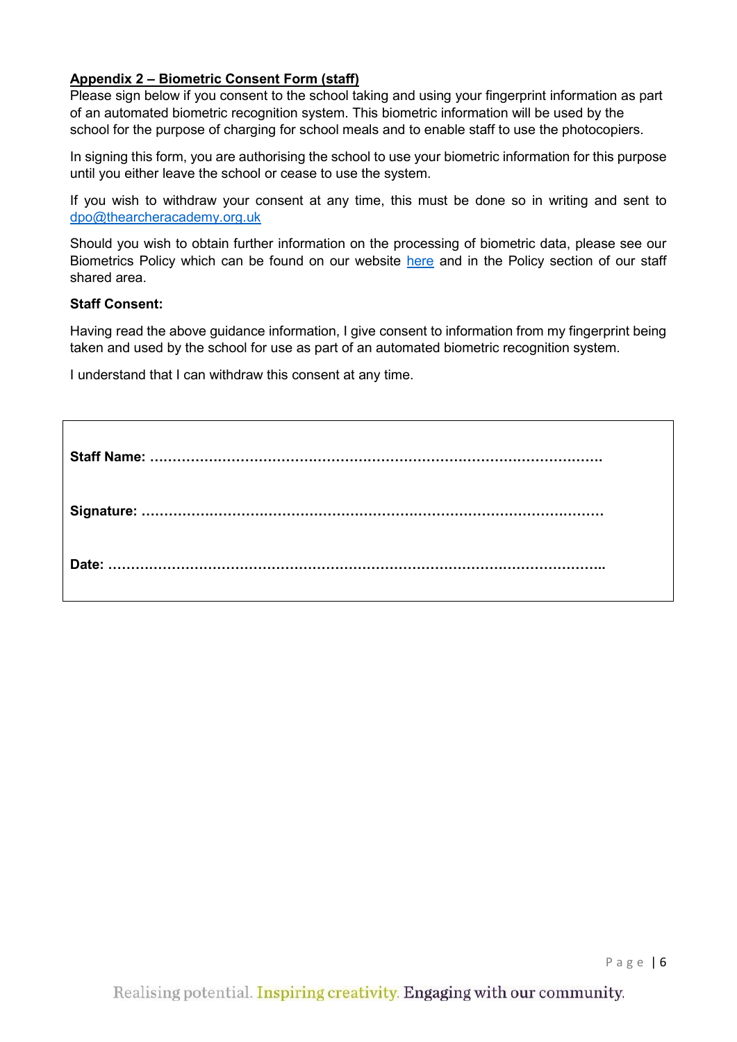**<u>Appendix 2 – Biometric Consent Form (staff)</u>**

Please sign below if you consent to the school taking and using your fingerprint information as part of an automated biometric recognition system. This biometric information will be used by the school for the purpose of charging for school meals and to enable staff to use the photocopiers.

In signing this form, you are authorising the school to use your biometric information for this purpose until you either leave the school or cease to use the system.

If you wish to withdraw your consent at any time, this must be done so in writing and sent to dpo@thearcheracademy.org.uk

Should you wish to obtain further information on the processing of biometric data, please see our Biometrics Policy which can be found on our website here and in the Policy section of our staff shared area.

**Staff Consent:**

Having read the above guidance information, I give consent to information from my fingerprint being taken and used by the school for use as part of an automated biometric recognition system.

I understand that I can withdraw this consent at any time.

**Staff Name:** ……………………………………………………………………………………….

**Signature:** …………………………………………………………………………………………

**Date:** ………………………………………………………………………………………………..